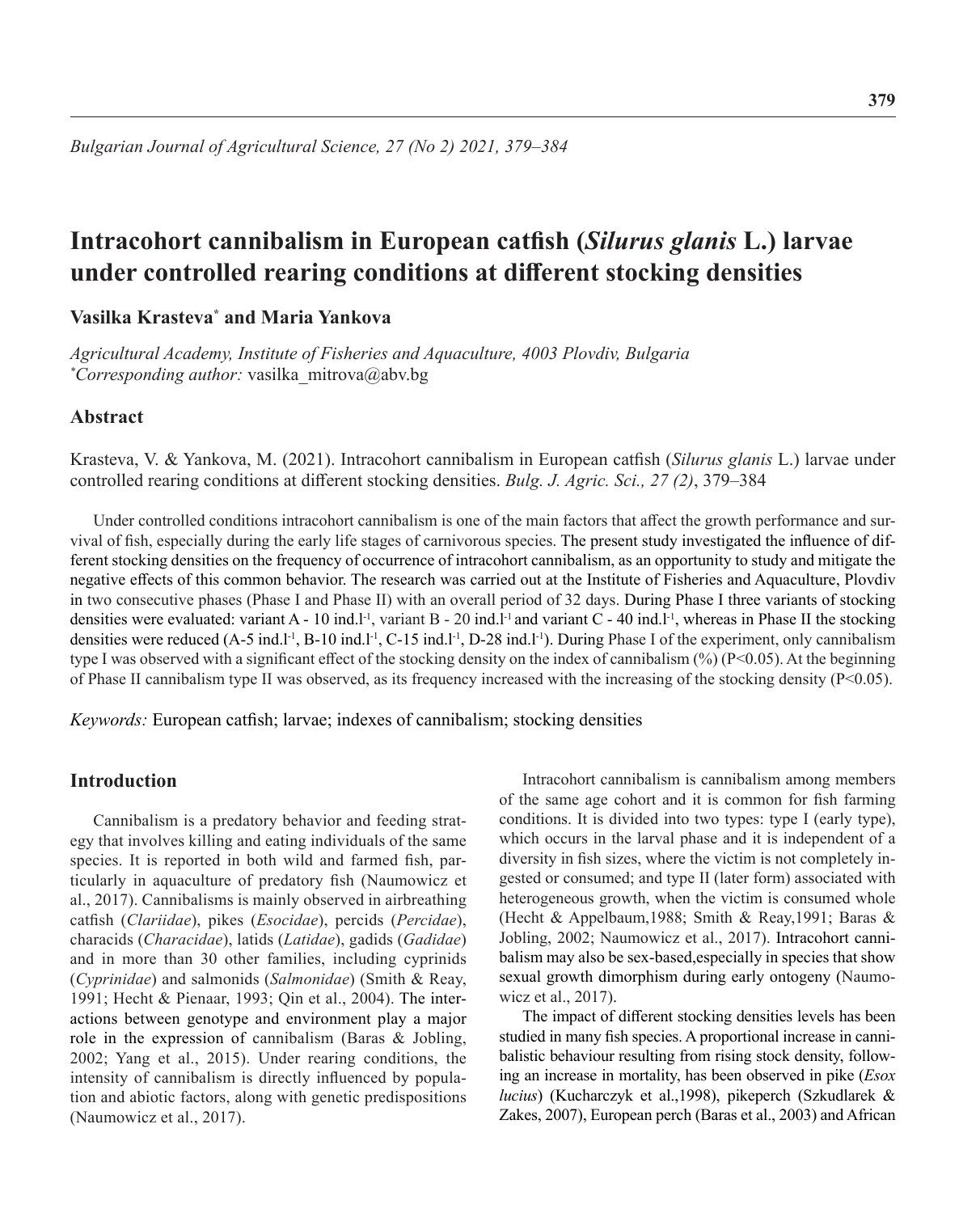# Intracohort cannibalism in European catfish (*Silurus glanis* L.) larvae under controlled rearing conditions at different stocking densities

**Vasilka Krasteva[*] and Maria Yankova**

*Agricultural Academy, Institute of Fisheries and Aquaculture, 4003 Plovdiv, Bulgaria*
[*]*Corresponding author:* vasilka_mitrova@abv.bg

## Abstract

Krasteva, V. & Yankova, M. (2021). Intracohort cannibalism in European catfish (*Silurus glanis* L.) larvae under controlled rearing conditions at different stocking densities. *Bulg. J. Agric. Sci., 27 (2)*, 379–384

Under controlled conditions intracohort cannibalism is one of the main factors that affect the growth performance and survival of fish, especially during the early life stages of carnivorous species. The present study investigated the influence of different stocking densities on the frequency of occurrence of intracohort cannibalism, as an opportunity to study and mitigate the negative effects of this common behavior. The research was carried out at the Institute of Fisheries and Aquaculture, Plovdiv in two consecutive phases (Phase I and Phase II) with an overall period of 32 days. During Phase I three variants of stocking densities were evaluated: variant A - 10 ind.$l^{-1}$, variant B - 20 ind.$l^{-1}$ and variant C - 40 ind.$l^{-1}$, whereas in Phase II the stocking densities were reduced (A-5 ind.$l^{-1}$, B-10 ind.$l^{-1}$, C-15 ind.$l^{-1}$, D-28 ind.$l^{-1}$). During Phase I of the experiment, only cannibalism type I was observed with a significant effect of the stocking density on the index of cannibalism (%) ($P<0.05$). At the beginning of Phase II cannibalism type II was observed, as its frequency increased with the increasing of the stocking density ($P<0.05$).

*Keywords:* European catfish; larvae; indexes of cannibalism; stocking densities

## Introduction

Cannibalism is a predatory behavior and feeding strategy that involves killing and eating individuals of the same species. It is reported in both wild and farmed fish, particularly in aquaculture of predatory fish (Naumowicz et al., 2017). Cannibalisms is mainly observed in airbreathing catfish (*Clariidae*), pikes (*Esocidae*), percids (*Percidae*), characids (*Characidae*), latids (*Latidae*), gadids (*Gadidae*) and in more than 30 other families, including cyprinids (*Cyprinidae*) and salmonids (*Salmonidae*) (Smith & Reay, 1991; Hecht & Pienaar, 1993; Qin et al., 2004). The interactions between genotype and environment play a major role in the expression of cannibalism (Baras & Jobling, 2002; Yang et al., 2015). Under rearing conditions, the intensity of cannibalism is directly influenced by population and abiotic factors, along with genetic predispositions (Naumowicz et al., 2017).

Intracohort cannibalism is cannibalism among members of the same age cohort and it is common for fish farming conditions. It is divided into two types: type I (early type), which occurs in the larval phase and it is independent of a diversity in fish sizes, where the victim is not completely ingested or consumed; and type II (later form) associated with heterogeneous growth, when the victim is consumed whole (Hecht & Appelbaum,1988; Smith & Reay,1991; Baras & Jobling, 2002; Naumowicz et al., 2017). Intracohort cannibalism may also be sex-based,especially in species that show sexual growth dimorphism during early ontogeny (Naumowicz et al., 2017).

The impact of different stocking densities levels has been studied in many fish species. A proportional increase in cannibalistic behaviour resulting from rising stock density, following an increase in mortality, has been observed in pike (*Esox lucius*) (Kucharczyk et al.,1998), pikeperch (Szkudlarek & Zakes, 2007), European perch (Baras et al., 2003) and African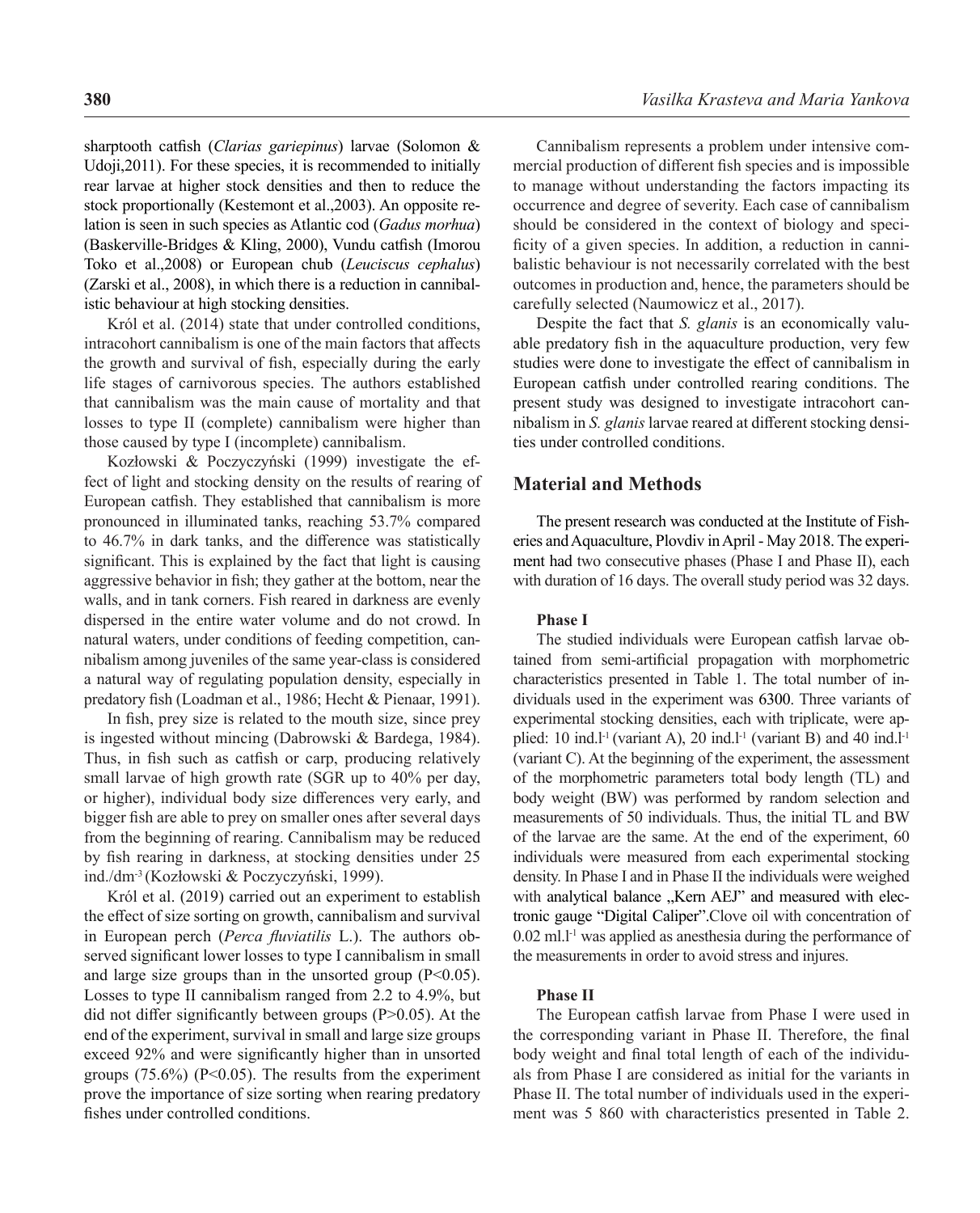sharptooth catfish (*Clarias gariepinus*) larvae (Solomon & Udoji,2011). For these species, it is recommended to initially rear larvae at higher stock densities and then to reduce the stock proportionally (Kestemont et al.,2003). An opposite relation is seen in such species as Atlantic cod (*Gadus morhua*) (Baskerville-Bridges & Kling, 2000), Vundu catfish (Imorou Toko et al.,2008) or European chub (*Leuciscus cephalus*) (Zarski et al., 2008), in which there is a reduction in cannibalistic behaviour at high stocking densities.

Król et al. (2014) state that under controlled conditions, intracohort cannibalism is one of the main factors that affects the growth and survival of fish, especially during the early life stages of carnivorous species. The authors established that cannibalism was the main cause of mortality and that losses to type II (complete) cannibalism were higher than those caused by type I (incomplete) cannibalism.

Kozłowski & Poczyczyński (1999) investigate the effect of light and stocking density on the results of rearing of European catfish. They established that cannibalism is more pronounced in illuminated tanks, reaching 53.7% compared to 46.7% in dark tanks, and the difference was statistically significant. This is explained by the fact that light is causing aggressive behavior in fish; they gather at the bottom, near the walls, and in tank corners. Fish reared in darkness are evenly dispersed in the entire water volume and do not crowd. In natural waters, under conditions of feeding competition, cannibalism among juveniles of the same year-class is considered a natural way of regulating population density, especially in predatory fish (Loadman et al., 1986; Hecht & Pienaar, 1991).

In fish, prey size is related to the mouth size, since prey is ingested without mincing (Dabrowski & Bardega, 1984). Thus, in fish such as catfish or carp, producing relatively small larvae of high growth rate (SGR up to 40% per day, or higher), individual body size differences very early, and bigger fish are able to prey on smaller ones after several days from the beginning of rearing. Cannibalism may be reduced by fish rearing in darkness, at stocking densities under 25 ind./dm$^{-3}$ (Kozłowski & Poczyczyński, 1999).

Król et al. (2019) carried out an experiment to establish the effect of size sorting on growth, cannibalism and survival in European perch (*Perca fluviatilis* L.). The authors observed significant lower losses to type I cannibalism in small and large size groups than in the unsorted group ($P<0.05$). Losses to type II cannibalism ranged from 2.2 to 4.9%, but did not differ significantly between groups ($P>0.05$). At the end of the experiment, survival in small and large size groups exceed 92% and were significantly higher than in unsorted groups (75.6%) ($P<0.05$). The results from the experiment prove the importance of size sorting when rearing predatory fishes under controlled conditions.

Cannibalism represents a problem under intensive commercial production of different fish species and is impossible to manage without understanding the factors impacting its occurrence and degree of severity. Each case of cannibalism should be considered in the context of biology and specificity of a given species. In addition, a reduction in cannibalistic behaviour is not necessarily correlated with the best outcomes in production and, hence, the parameters should be carefully selected (Naumowicz et al., 2017).

Despite the fact that *S. glanis* is an economically valuable predatory fish in the aquaculture production, very few studies were done to investigate the effect of cannibalism in European catfish under controlled rearing conditions. The present study was designed to investigate intracohort cannibalism in *S. glanis* larvae reared at different stocking densities under controlled conditions.

## Material and Methods

The present research was conducted at the Institute of Fisheries and Aquaculture, Plovdiv in April - May 2018. The experiment had two consecutive phases (Phase I and Phase II), each with duration of 16 days. The overall study period was 32 days.

### Phase I

The studied individuals were European catfish larvae obtained from semi-artificial propagation with morphometric characteristics presented in Table 1. The total number of individuals used in the experiment was 6300. Three variants of experimental stocking densities, each with triplicate, were applied: 10 ind.l$^{-1}$ (variant A), 20 ind.l$^{-1}$ (variant B) and 40 ind.l$^{-1}$ (variant C). At the beginning of the experiment, the assessment of the morphometric parameters total body length (TL) and body weight (BW) was performed by random selection and measurements of 50 individuals. Thus, the initial TL and BW of the larvae are the same. At the end of the experiment, 60 individuals were measured from each experimental stocking density. In Phase I and in Phase II the individuals were weighed with analytical balance „Kern AEJ" and measured with electronic gauge "Digital Caliper".Clove oil with concentration of 0.02 ml.l$^{-1}$ was applied as anesthesia during the performance of the measurements in order to avoid stress and injures.

### Phase II

The European catfish larvae from Phase I were used in the corresponding variant in Phase II. Therefore, the final body weight and final total length of each of the individuals from Phase I are considered as initial for the variants in Phase II. The total number of individuals used in the experiment was 5 860 with characteristics presented in Table 2.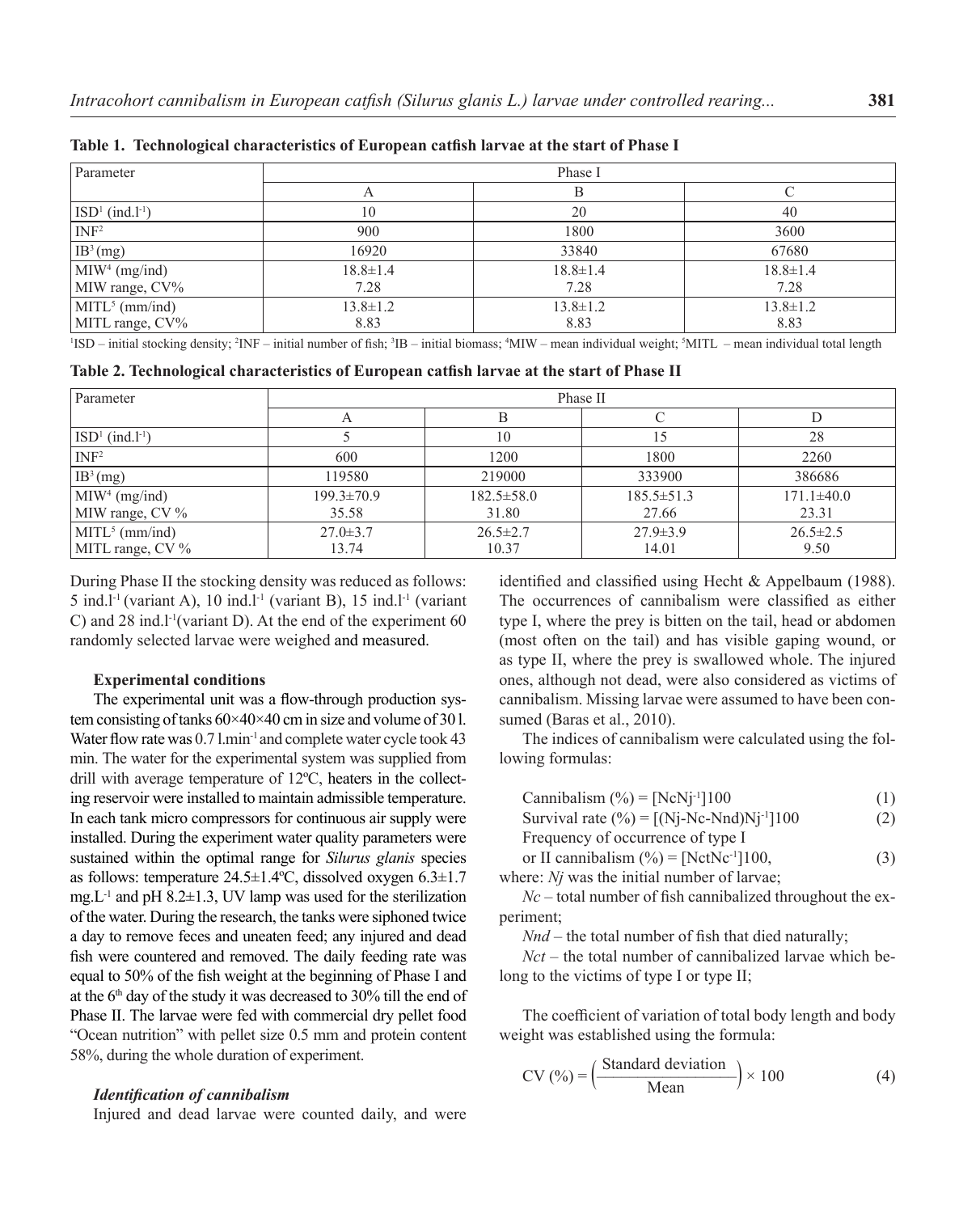**Table 1. Technological characteristics of European catfish larvae at the start of Phase I**

| Parameter | Phase I | | |
|---|---|---|---|
| | A | B | C |
| ISD[1] (ind.l$^{-1}$) | 10 | 20 | 40 |
| INF[2] | 900 | 1800 | 3600 |
| IB[3] (mg) | 16920 | 33840 | 67680 |
| MIW[4] (mg/ind) MIW range, CV% | 18.8±1.4 7.28 | 18.8±1.4 7.28 | 18.8±1.4 7.28 |
| MITL[5] (mm/ind) MITL range, CV% | 13.8±1.2 8.83 | 13.8±1.2 8.83 | 13.8±1.2 8.83 |

[1]ISD – initial stocking density; [2]INF – initial number of fish; [3]IB – initial biomass; [4]MIW – mean individual weight; [5]MITL – mean individual total length

**Table 2. Technological characteristics of European catfish larvae at the start of Phase II**

| Parameter | Phase II | | | |
|---|---|---|---|---|
| | A | B | C | D |
| ISD[1] (ind.l$^{-1}$) | 5 | 10 | 15 | 28 |
| INF[2] | 600 | 1200 | 1800 | 2260 |
| IB[3] (mg) | 119580 | 219000 | 333900 | 386686 |
| MIW[4] (mg/ind) MIW range, CV % | 199.3±70.9 35.58 | 182.5±58.0 31.80 | 185.5±51.3 27.66 | 171.1±40.0 23.31 |
| MITL[5] (mm/ind) MITL range, CV % | 27.0±3.7 13.74 | 26.5±2.7 10.37 | 27.9±3.9 14.01 | 26.5±2.5 9.50 |

During Phase II the stocking density was reduced as follows: 5 ind.l$^{-1}$ (variant A), 10 ind.l$^{-1}$ (variant B), 15 ind.l$^{-1}$ (variant C) and 28 ind.l$^{-1}$(variant D). At the end of the experiment 60 randomly selected larvae were weighed and measured.

#### Experimental conditions

The experimental unit was a flow-through production system consisting of tanks 60×40×40 cm in size and volume of 30 l. Water flow rate was 0.7 l.min$^{-1}$ and complete water cycle took 43 min. The water for the experimental system was supplied from drill with average temperature of 12ºC, heaters in the collecting reservoir were installed to maintain admissible temperature. In each tank micro compressors for continuous air supply were installed. During the experiment water quality parameters were sustained within the optimal range for *Silurus glanis* species as follows: temperature 24.5±1.4ºC, dissolved oxygen 6.3±1.7 mg.L$^{-1}$ and pH 8.2±1.3, UV lamp was used for the sterilization of the water. During the research, the tanks were siphoned twice a day to remove feces and uneaten feed; any injured and dead fish were countered and removed. The daily feeding rate was equal to 50% of the fish weight at the beginning of Phase I and at the 6th day of the study it was decreased to 30% till the end of Phase II. The larvae were fed with commercial dry pellet food "Ocean nutrition" with pellet size 0.5 mm and protein content 58%, during the whole duration of experiment.

#### *Identification of cannibalism*

Injured and dead larvae were counted daily, and were identified and classified using Hecht & Appelbaum (1988). The occurrences of cannibalism were classified as either type I, where the prey is bitten on the tail, head or abdomen (most often on the tail) and has visible gaping wound, or as type II, where the prey is swallowed whole. The injured ones, although not dead, were also considered as victims of cannibalism. Missing larvae were assumed to have been consumed (Baras et al., 2010).

The indices of cannibalism were calculated using the following formulas:

$$\text{Cannibalism (\%)} = [NcNj^{-1}]100 \quad (1)$$

$$\text{Survival rate (\%)} = [(Nj\text{-}Nc\text{-}Nnd)Nj^{-1}]100 \quad (2)$$

$$\text{Frequency of occurrence of type I or II cannibalism (\%)} = [NctNc^{-1}]100, \quad (3)$$

where: *Nj* was the initial number of larvae;

*Nc* – total number of fish cannibalized throughout the experiment;

*Nnd* – the total number of fish that died naturally;

*Nct* – the total number of cannibalized larvae which belong to the victims of type I or type II;

The coefficient of variation of total body length and body weight was established using the formula:

$$\text{CV (\%)} = \left(\frac{\text{Standard deviation}}{\text{Mean}}\right) \times 100 \quad (4)$$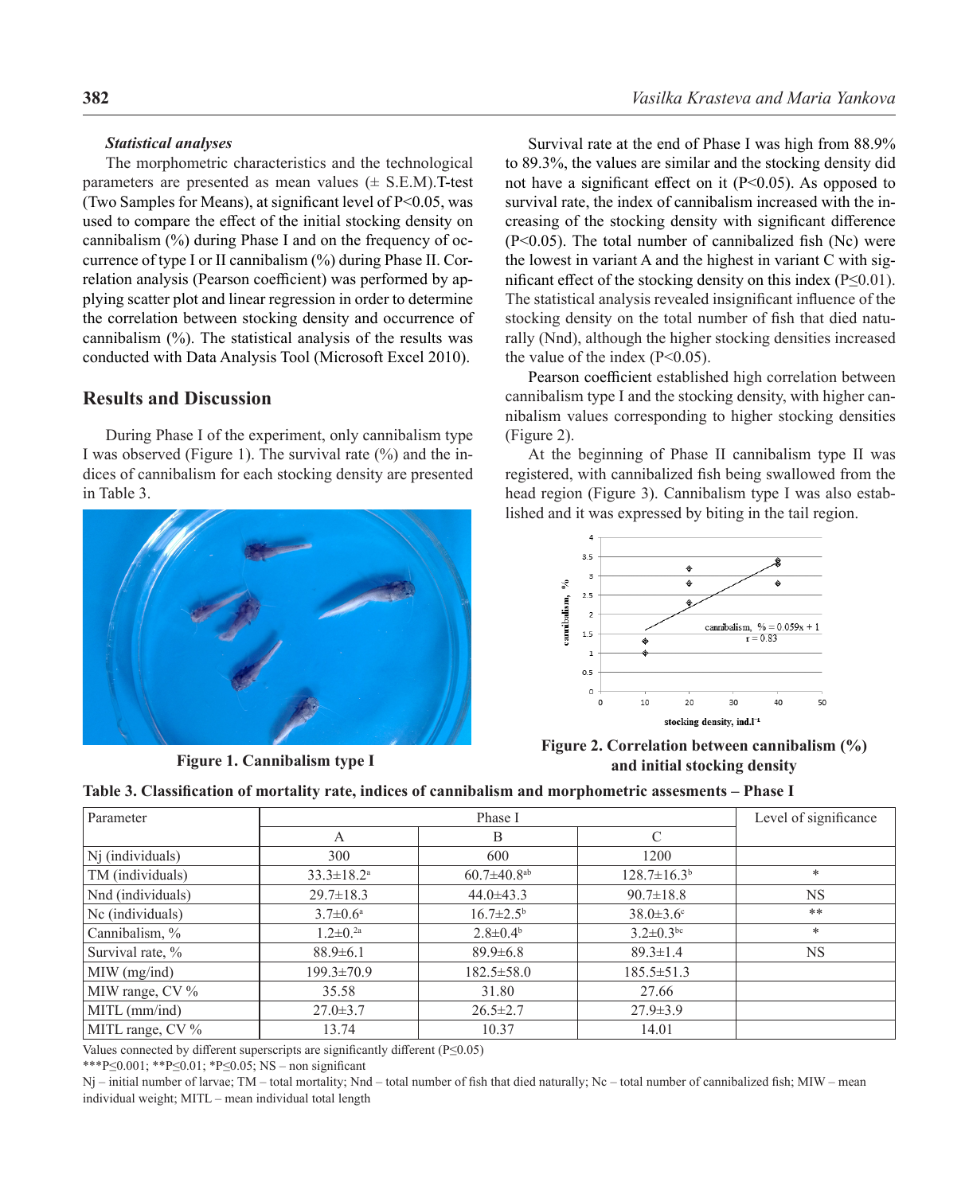### *Statistical analyses*

The morphometric characteristics and the technological parameters are presented as mean values (± S.E.M).T-test (Two Samples for Means), at significant level of $P<0.05$, was used to compare the effect of the initial stocking density on cannibalism (%) during Phase I and on the frequency of occurrence of type I or II cannibalism (%) during Phase II. Correlation analysis (Pearson coefficient) was performed by applying scatter plot and linear regression in order to determine the correlation between stocking density and occurrence of cannibalism (%). The statistical analysis of the results was conducted with Data Analysis Tool (Microsoft Excel 2010).

## Results and Discussion

During Phase I of the experiment, only cannibalism type I was observed (Figure 1). The survival rate (%) and the indices of cannibalism for each stocking density are presented in Table 3.

**Figure 1. Cannibalism type I**

Survival rate at the end of Phase I was high from 88.9% to 89.3%, the values are similar and the stocking density did not have a significant effect on it ($P<0.05$). As opposed to survival rate, the index of cannibalism increased with the increasing of the stocking density with significant difference ($P<0.05$). The total number of cannibalized fish (Nc) were the lowest in variant A and the highest in variant C with significant effect of the stocking density on this index ($P\leq0.01$). The statistical analysis revealed insignificant influence of the stocking density on the total number of fish that died naturally (Nnd), although the higher stocking densities increased the value of the index ($P<0.05$).

Pearson coefficient established high correlation between cannibalism type I and the stocking density, with higher cannibalism values corresponding to higher stocking densities (Figure 2).

At the beginning of Phase II cannibalism type II was registered, with cannibalized fish being swallowed from the head region (Figure 3). Cannibalism type I was also established and it was expressed by biting in the tail region.

**Figure 2. Correlation between cannibalism (%) and initial stocking density**

**Table 3. Classification of mortality rate, indices of cannibalism and morphometric assesments – Phase I**

| Parameter | Phase I | | | Level of significance |
|---|---|---|---|---|
| | A | B | C | |
| Nj (individuals) | 300 | 600 | 1200 | |
| TM (individuals) | 33.3±18.2[a] | 60.7±40.8[ab] | 128.7±16.3[b] | * |
| Nnd (individuals) | 29.7±18.3 | 44.0±43.3 | 90.7±18.8 | NS |
| Nc (individuals) | 3.7±0.6[a] | 16.7±2.5[b] | 38.0±3.6[c] | ** |
| Cannibalism, % | 1.2±0.[2a] | 2.8±0.4[b] | 3.2±0.3[bc] | * |
| Survival rate, % | 88.9±6.1 | 89.9±6.8 | 89.3±1.4 | NS |
| MIW (mg/ind) | 199.3±70.9 | 182.5±58.0 | 185.5±51.3 | |
| MIW range, CV % | 35.58 | 31.80 | 27.66 | |
| MITL (mm/ind) | 27.0±3.7 | 26.5±2.7 | 27.9±3.9 | |
| MITL range, CV % | 13.74 | 10.37 | 14.01 | |

Values connected by different superscripts are significantly different ($P\leq0.05$)

***$P\leq0.001$; **$P\leq0.01$; *$P\leq0.05$; NS – non significant

Nj – initial number of larvae; TM – total mortality; Nnd – total number of fish that died naturally; Nc – total number of cannibalized fish; MIW – mean individual weight; MITL – mean individual total length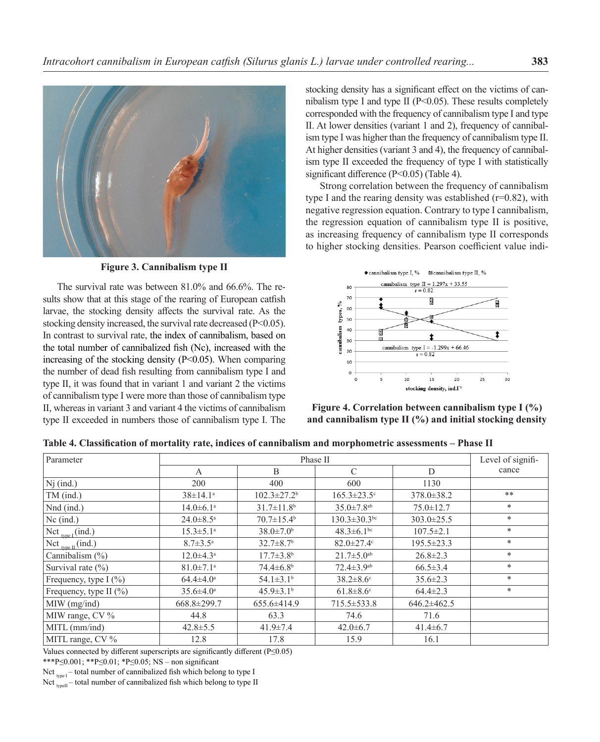**Figure 3. Cannibalism type II**

The survival rate was between 81.0% and 66.6%. The results show that at this stage of the rearing of European catfish larvae, the stocking density affects the survival rate. As the stocking density increased, the survival rate decreased ($P<0.05$). In contrast to survival rate, the index of cannibalism, based on the total number of cannibalized fish (Nc), increased with the increasing of the stocking density ($P<0.05$). When comparing the number of dead fish resulting from cannibalism type I and type II, it was found that in variant 1 and variant 2 the victims of cannibalism type I were more than those of cannibalism type II, whereas in variant 3 and variant 4 the victims of cannibalism type II exceeded in numbers those of cannibalism type I. The stocking density has a significant effect on the victims of cannibalism type I and type II ($P<0.05$). These results completely corresponded with the frequency of cannibalism type I and type II. At lower densities (variant 1 and 2), frequency of cannibalism type I was higher than the frequency of cannibalism type II. At higher densities (variant 3 and 4), the frequency of cannibalism type II exceeded the frequency of type I with statistically significant difference ($P<0.05$) (Table 4).

Strong correlation between the frequency of cannibalism type I and the rearing density was established ($r=0.82$), with negative regression equation. Contrary to type I cannibalism, the regression equation of cannibalism type II is positive, as increasing frequency of cannibalism type II corresponds to higher stocking densities. Pearson coefficient value indi-

**Figure 4. Correlation between cannibalism type I (%) and cannibalism type II (%) and initial stocking density**

**Table 4. Classification of mortality rate, indices of cannibalism and morphometric assessments – Phase II**

| Parameter | Phase II | | | | Level of significance |
|---|---|---|---|---|---|
| | A | B | C | D | |
| Nj (ind.) | 200 | 400 | 600 | 1130 | |
| TM (ind.) | 38±14.1[a] | 102.3±27.2[b] | 165.3±23.5[c] | 378.0±38.2 | ** |
| Nnd (ind.) | 14.0±6.1[a] | 31.7±11.8[b] | 35.0±7.8[ab] | 75.0±12.7 | * |
| Nc (ind.) | 24.0±8.5[a] | 70.7±15.4[b] | 130.3±30.3[bc] | 303.0±25.5 | * |
| $Nct_{type\ I}$ (ind.) | 15.3±5.1[a] | 38.0±7.0[b] | 48.3±6.1[bc] | 107.5±2.1 | * |
| $Nct_{type\ II}$ (ind.) | 8.7±3.5[a] | 32.7±8.7[b] | 82.0±27.4[c] | 195.5±23.3 | * |
| Cannibalism (%) | 12.0±4.3[a] | 17.7±3.8[b] | 21.7±5.0[ab] | 26.8±2.3 | * |
| Survival rate (%) | 81.0±7.1[a] | 74.4±6.8[b] | 72.4±3.9[ab] | 66.5±3.4 | * |
| Frequency, type I (%) | 64.4±4.0[a] | 54.1±3.1[b] | 38.2±8.6[c] | 35.6±2.3 | * |
| Frequency, type II (%) | 35.6±4.0[a] | 45.9±3.1[b] | 61.8±8.6[c] | 64.4±2.3 | * |
| MIW (mg/ind) | 668.8±299.7 | 655.6±414.9 | 715.5±533.8 | 646.2±462.5 | |
| MIW range, CV % | 44.8 | 63.3 | 74.6 | 71.6 | |
| MITL (mm/ind) | 42.8±5.5 | 41.9±7.4 | 42.0±6.7 | 41.4±6.7 | |
| MITL range, CV % | 12.8 | 17.8 | 15.9 | 16.1 | |

Values connected by different superscripts are significantly different ($P\leq0.05$)

***$P\leq0.001$; **$P\leq0.01$; *$P\leq0.05$; NS – non significant

$Nct_{type\ I}$ – total number of cannibalized fish which belong to type I

$Nct_{type\ II}$ – total number of cannibalized fish which belong to type II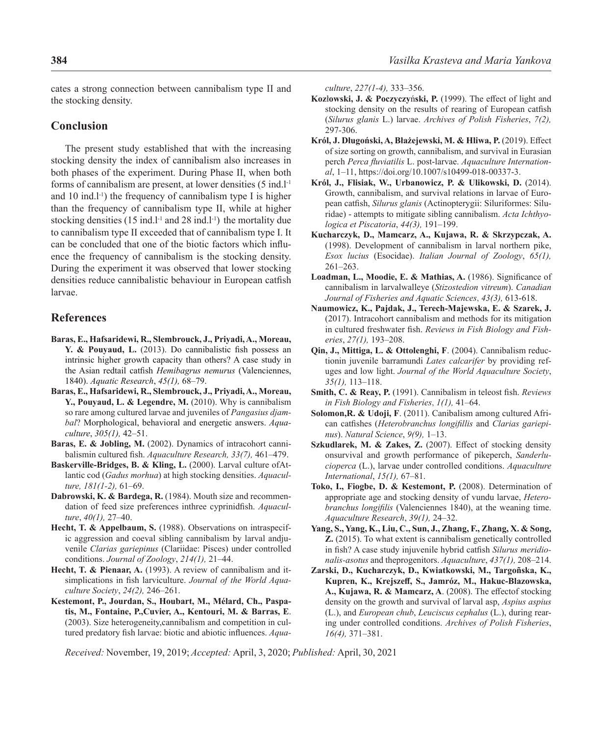cates a strong connection between cannibalism type II and the stocking density.

## Conclusion

The present study established that with the increasing stocking density the index of cannibalism also increases in both phases of the experiment. During Phase II, when both forms of cannibalism are present, at lower densities (5 ind.l$^{-1}$ and 10 ind.l$^{-1}$) the frequency of cannibalism type I is higher than the frequency of cannibalism type II, while at higher stocking densities (15 ind.l$^{-1}$ and 28 ind.l$^{-1}$) the mortality due to cannibalism type II exceeded that of cannibalism type I. It can be concluded that one of the biotic factors which influence the frequency of cannibalism is the stocking density. During the experiment it was observed that lower stocking densities reduce cannibalistic behaviour in European catfish larvae.

## References

**Baras, E., Hafsaridewi, R., Slembrouck, J., Priyadi, A., Moreau, Y. & Pouyaud, L.** (2013). Do cannibalistic fish possess an intrinsic higher growth capacity than others? A case study in the Asian redtail catfish *Hemibagrus nemurus* (Valenciennes, 1840). *Aquatic Research*, *45(1),* 68–79.

**Baras, E., Hafsaridewi, R., Slembrouck, J., Priyadi, A., Moreau, Y., Pouyaud, L. & Legendre, M.** (2010). Why is cannibalism so rare among cultured larvae and juveniles of *Pangasius djambal*? Morphological, behavioral and energetic answers. *Aquaculture*, *305(1),* 42–51.

**Baras, E. & Jobling, M.** (2002). Dynamics of intracohort cannibalismin cultured fish. *Aquaculture Research, 33(7),* 461–479.

**Baskerville-Bridges, B. & Kling, L.** (2000). Larval culture ofAtlantic cod (*Gadus morhua*) at high stocking densities. *Aquaculture, 181(1-2),* 61–69.

**Dabrowski, K. & Bardega, R.** (1984). Mouth size and recommendation of feed size preferences inthree cyprinidfish. *Aquaculture*, *40(1),* 27–40.

**Hecht, T. & Appelbaum, S.** (1988). Observations on intraspecific aggression and coeval sibling cannibalism by larval andjuvenile *Clarias gariepinus* (Clariidae: Pisces) under controlled conditions. *Journal of Zoology*, *214(1),* 21–44.

**Hecht, T. & Pienaar, A.** (1993). A review of cannibalism and itsimplications in fish larviculture. *Journal of the World Aquaculture Society*, *24(2),* 246–261.

**Kestemont, P., Jourdan, S., Houbart, M., Mélard, Ch., Paspatis, M., Fontaine, P.,Cuvier, A., Kentouri, M. & Barras, E**. (2003). Size heterogeneity,cannibalism and competition in cultured predatory fish larvae: biotic and abiotic influences. *Aquaculture*, *227(1-4),* 333–356.

**Kozłowski, J. & Poczyczyński, P.** (1999). The effect of light and stocking density on the results of rearing of European catfish (*Silurus glanis* L.) larvae. *Archives of Polish Fisheries*, *7(2),* 297-306.

**Król, J. Długoński, A, Błażejewski, M. & Hliwa, P.** (2019). Effect of size sorting on growth, cannibalism, and survival in Eurasian perch *Perca fluviatilis* L. post-larvae. *Aquaculture International*, 1–11, https://doi.org/10.1007/s10499-018-00337-3.

**Król, J., Flisiak, W., Urbanowicz, P. & Ulikowski, D.** (2014). Growth, cannibalism, and survival relations in larvae of European catfish, *Silurus glanis* (Actinopterygii: Siluriformes: Siluridae) - attempts to mitigate sibling cannibalism. *Acta Ichthyologica et Piscatoria*, *44(3),* 191–199.

**Kucharczyk, D., Mamcarz, A., Kujawa, R. & Skrzypczak, A.** (1998). Development of cannibalism in larval northern pike, *Esox lucius* (Esocidae). *Italian Journal of Zoology*, *65(1),* 261–263.

**Loadman, L., Moodie, E. & Mathias, A.** (1986). Significance of cannibalism in larvalwalleye (*Stizostedion vitreum*). *Canadian Journal of Fisheries and Aquatic Sciences*, *43(3),* 613-618.

**Naumowicz, K., Pajdak, J., Terech-Majewska, E. & Szarek, J.** (2017). Intracohort cannibalism and methods for its mitigation in cultured freshwater fish. *Reviews in Fish Biology and Fisheries*, *27(1),* 193–208.

**Qin, J., Mittiga, L. & Ottolenghi, F**. (2004). Cannibalism reductionin juvenile barramundi *Lates calcarifer* by providing refuges and low light. *Journal of the World Aquaculture Society*, *35(1),* 113–118.

**Smith, C. & Reay, P.** (1991). Cannibalism in teleost fish. *Reviews in Fish Biology and Fisheries*, *1(1),* 41–64.

**Solomon,R. & Udoji, F**. (2011). Canibalism among cultured African catfishes (*Heterobranchus longifillis* and *Clarias gariepinus*). *Natural Science*, *9(9),* 1–13.

**Szkudlarek, M. & Zakes, Z.** (2007). Effect of stocking density onsurvival and growth performance of pikeperch, *Sanderlucioperca* (L.), larvae under controlled conditions. *Aquaculture International*, *15(1),* 67–81.

**Toko, I., Fiogbe, D. & Kestemont, P.** (2008). Determination of appropriate age and stocking density of vundu larvae, *Heterobranchus longifilis* (Valenciennes 1840), at the weaning time. *Aquaculture Research*, *39(1),* 24–32.

**Yang, S., Yang, K., Liu, C., Sun, J., Zhang, F., Zhang, X. & Song, Z.** (2015). To what extent is cannibalism genetically controlled in fish? A case study injuvenile hybrid catfish *Silurus meridionalis-asotus* and theprogenitors. *Aquaculture*, *437(1),* 208–214.

**Zarski, D., Kucharczyk, D., Kwiatkowski, M., Targoñska, K., Kupren, K., Krejszeff, S., Jamróz, M., Hakuc-Blazowska, A., Kujawa, R. & Mamcarz, A**. (2008). The effectof stocking density on the growth and survival of larval asp, *Aspius aspius* (L.), and *European chub*, *Leuciscus cephalus* (L.), during rearing under controlled conditions. *Archives of Polish Fisheries*, *16(4),* 371–381.

*Received:* November, 19, 2019; *Accepted:* April, 3, 2020; *Published:* April, 30, 2021